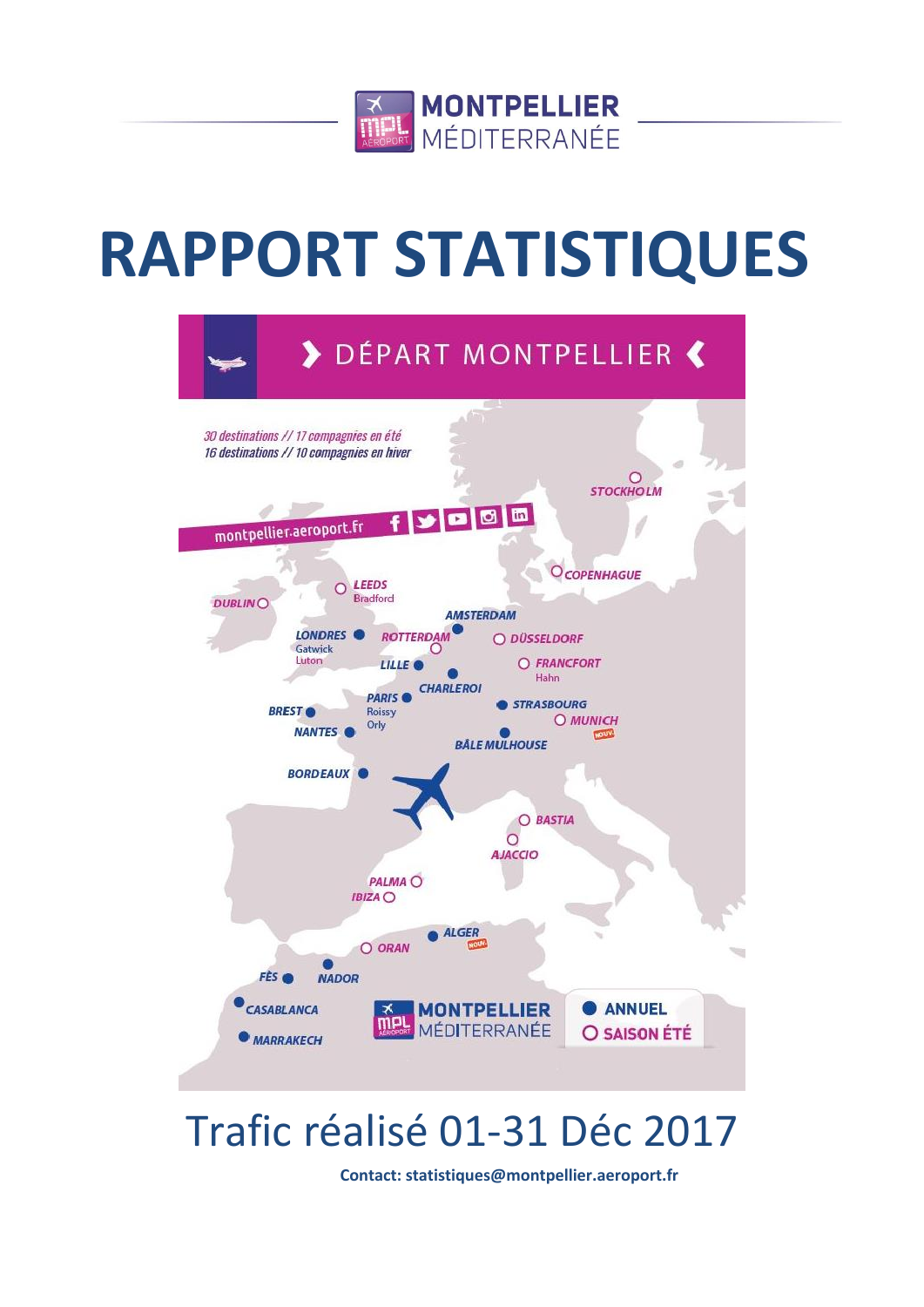MONTPELLIER MÉDITERRANÉE

# RAPPORT STATISTIQUES

DÉPART MONTPELLIER

*30 destinations // 17 compagnies en été*
*16 destinations // 10 compagnies en hiver*

montpellier.aeroport.fr

STOCKHOLM
COPENHAGUE
LEEDS Bradford
DUBLIN
AMSTERDAM
LONDRES Gatwick Luton
ROTTERDAM
DÜSSELDORF
LILLE
FRANCFORT Hahn
CHARLEROI
PARIS Roissy Orly
STRASBOURG
BREST
MUNICH NOUV.
NANTES
BÂLE MULHOUSE
BORDEAUX
BASTIA
AJACCIO
PALMA
IBIZA
ALGER NOUV.
ORAN
FÈS
NADOR
CASABLANCA
MARRAKECH

MONTPELLIER MÉDITERRANÉE

● ANNUEL
○ SAISON ÉTÉ

## Trafic réalisé 01-31 Déc 2017

**Contact: statistiques@montpellier.aeroport.fr**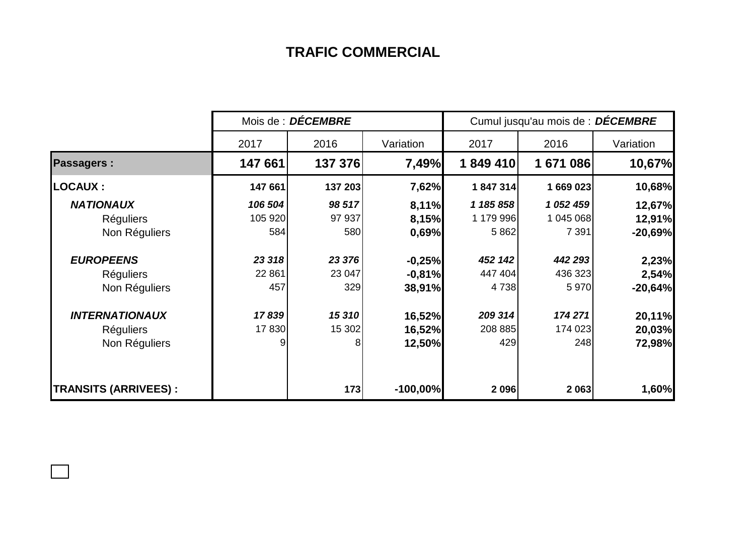# TRAFIC COMMERCIAL

| | Mois de : ***DÉCEMBRE*** | | | Cumul jusqu'au mois de : ***DÉCEMBRE*** | | |
|---|---|---|---|---|---|---|
| | 2017 | 2016 | Variation | 2017 | 2016 | Variation |
| **Passagers :** | **147 661** | **137 376** | **7,49%** | **1 849 410** | **1 671 086** | **10,67%** |
| **LOCAUX :** | **147 661** | **137 203** | **7,62%** | **1 847 314** | **1 669 023** | **10,68%** |
| ***NATIONAUX*** | ***106 504*** | ***98 517*** | **8,11%** | ***1 185 858*** | ***1 052 459*** | **12,67%** |
| Réguliers | 105 920 | 97 937 | **8,15%** | 1 179 996 | 1 045 068 | **12,91%** |
| Non Réguliers | 584 | 580 | **0,69%** | 5 862 | 7 391 | **-20,69%** |
| ***EUROPEENS*** | ***23 318*** | ***23 376*** | **-0,25%** | ***452 142*** | ***442 293*** | **2,23%** |
| Réguliers | 22 861 | 23 047 | **-0,81%** | 447 404 | 436 323 | **2,54%** |
| Non Réguliers | 457 | 329 | **38,91%** | 4 738 | 5 970 | **-20,64%** |
| ***INTERNATIONAUX*** | ***17 839*** | ***15 310*** | **16,52%** | ***209 314*** | ***174 271*** | **20,11%** |
| Réguliers | 17 830 | 15 302 | **16,52%** | 208 885 | 174 023 | **20,03%** |
| Non Réguliers | 9 | 8 | **12,50%** | 429 | 248 | **72,98%** |
| **TRANSITS (ARRIVEES) :** | | **173** | **-100,00%** | **2 096** | **2 063** | **1,60%** |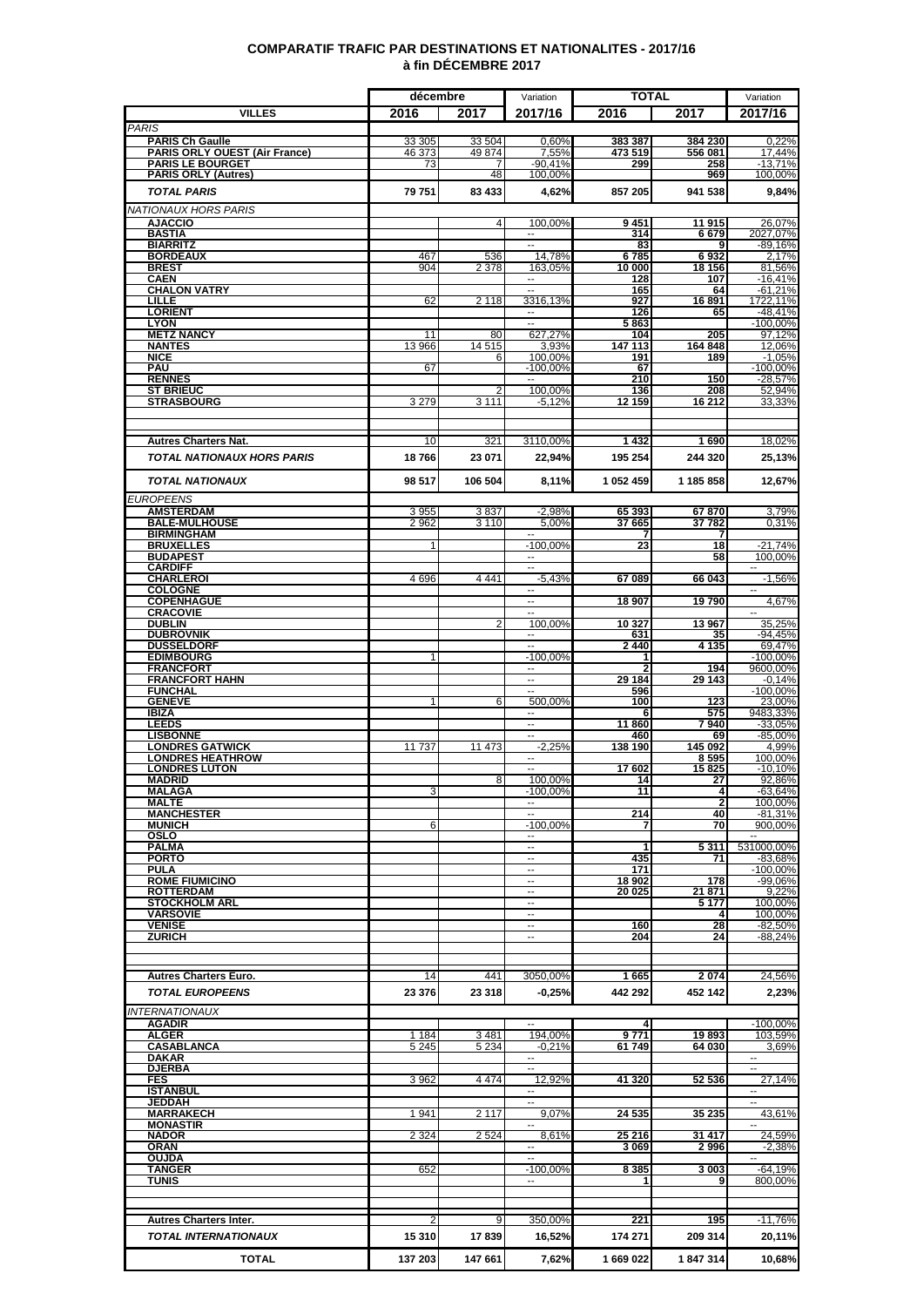# COMPARATIF TRAFIC PAR DESTINATIONS ET NATIONALITES - 2017/16
## à fin DÉCEMBRE 2017

| VILLES | décembre 2016 | décembre 2017 | Variation 2017/16 | TOTAL 2016 | TOTAL 2017 | Variation 2017/16 |
|---|---|---|---|---|---|---|
| *PARIS* | | | | | | |
| **PARIS Ch Gaulle** | 33 305 | 33 504 | 0,60% | 383 387 | 384 230 | 0,22% |
| **PARIS ORLY OUEST (Air France)** | 46 373 | 49 874 | 7,55% | 473 519 | 556 081 | 17,44% |
| **PARIS LE BOURGET** | 73 | 7 | -90,41% | 299 | 258 | -13,71% |
| **PARIS ORLY (Autres)** | | 48 | 100,00% | | 969 | 100,00% |
| ***TOTAL PARIS*** | **79 751** | **83 433** | **4,62%** | **857 205** | **941 538** | **9,84%** |
| *NATIONAUX HORS PARIS* | | | | | | |
| **AJACCIO** | | 4 | 100,00% | 9 451 | 11 915 | 26,07% |
| **BASTIA** | | | -- | 314 | 6 679 | 2027,07% |
| **BIARRITZ** | | | -- | 83 | 9 | -89,16% |
| **BORDEAUX** | 467 | 536 | 14,78% | 6 785 | 6 932 | 2,17% |
| **BREST** | 904 | 2 378 | 163,05% | 10 000 | 18 156 | 81,56% |
| **CAEN** | | | -- | 128 | 107 | -16,41% |
| **CHALON VATRY** | | | -- | 165 | 64 | -61,21% |
| **LILLE** | 62 | 2 118 | 3316,13% | 927 | 16 891 | 1722,11% |
| **LORIENT** | | | -- | 126 | 65 | -48,41% |
| **LYON** | | | -- | 5 863 | | -100,00% |
| **METZ NANCY** | 11 | 80 | 627,27% | 104 | 205 | 97,12% |
| **NANTES** | 13 966 | 14 515 | 3,93% | 147 113 | 164 848 | 12,06% |
| **NICE** | | 6 | 100,00% | 191 | 189 | -1,05% |
| **PAU** | 67 | | -100,00% | 67 | | -100,00% |
| **RENNES** | | | -- | 210 | 150 | -28,57% |
| **ST BRIEUC** | | 2 | 100,00% | 136 | 208 | 52,94% |
| **STRASBOURG** | 3 279 | 3 111 | -5,12% | 12 159 | 16 212 | 33,33% |
| **Autres Charters Nat.** | 10 | 321 | 3110,00% | 1 432 | 1 690 | 18,02% |
| ***TOTAL NATIONAUX HORS PARIS*** | **18 766** | **23 071** | **22,94%** | **195 254** | **244 320** | **25,13%** |
| ***TOTAL NATIONAUX*** | **98 517** | **106 504** | **8,11%** | **1 052 459** | **1 185 858** | **12,67%** |
| *EUROPEENS* | | | | | | |
| **AMSTERDAM** | 3 955 | 3 837 | -2,98% | 65 393 | 67 870 | 3,79% |
| **BALE-MULHOUSE** | 2 962 | 3 110 | 5,00% | 37 665 | 37 782 | 0,31% |
| **BIRMINGHAM** | | | -- | 7 | 7 | |
| **BRUXELLES** | 1 | | -100,00% | 23 | 18 | -21,74% |
| **BUDAPEST** | | | -- | | 58 | 100,00% |
| **CARDIFF** | | | -- | | | -- |
| **CHARLEROI** | 4 696 | 4 441 | -5,43% | 67 089 | 66 043 | -1,56% |
| **COLOGNE** | | | -- | | | -- |
| **COPENHAGUE** | | | -- | 18 907 | 19 790 | 4,67% |
| **CRACOVIE** | | | -- | | | -- |
| **DUBLIN** | | 2 | 100,00% | 10 327 | 13 967 | 35,25% |
| **DUBROVNIK** | | | -- | 631 | 35 | -94,45% |
| **DUSSELDORF** | | | -- | 2 440 | 4 135 | 69,47% |
| **EDIMBOURG** | 1 | | -100,00% | 1 | | -100,00% |
| **FRANCFORT** | | | -- | 2 | 194 | 9600,00% |
| **FRANCFORT HAHN** | | | -- | 29 184 | 29 143 | -0,14% |
| **FUNCHAL** | | | -- | 596 | | -100,00% |
| **GENEVE** | 1 | 6 | 500,00% | 100 | 123 | 23,00% |
| **IBIZA** | | | -- | 6 | 575 | 9483,33% |
| **LEEDS** | | | -- | 11 860 | 7 940 | -33,05% |
| **LISBONNE** | | | -- | 460 | 69 | -85,00% |
| **LONDRES GATWICK** | 11 737 | 11 473 | -2,25% | 138 190 | 145 092 | 4,99% |
| **LONDRES HEATHROW** | | | -- | | 8 595 | 100,00% |
| **LONDRES LUTON** | | | -- | 17 602 | 15 825 | -10,10% |
| **MADRID** | | 8 | 100,00% | 14 | 27 | 92,86% |
| **MALAGA** | 3 | | -100,00% | 11 | 4 | -63,64% |
| **MALTE** | | | -- | | 2 | 100,00% |
| **MANCHESTER** | | | -- | 214 | 40 | -81,31% |
| **MUNICH** | 6 | | -100,00% | 7 | 70 | 900,00% |
| **OSLO** | | | -- | | | -- |
| **PALMA** | | | -- | 1 | 5 311 | 531000,00% |
| **PORTO** | | | -- | 435 | 71 | -83,68% |
| **PULA** | | | -- | 171 | | -100,00% |
| **ROME FIUMICINO** | | | -- | 18 902 | 178 | -99,06% |
| **ROTTERDAM** | | | -- | 20 025 | 21 871 | 9,22% |
| **STOCKHOLM ARL** | | | -- | | 5 177 | 100,00% |
| **VARSOVIE** | | | -- | | 4 | 100,00% |
| **VENISE** | | | -- | 160 | 28 | -82,50% |
| **ZURICH** | | | -- | 204 | 24 | -88,24% |
| **Autres Charters Euro.** | 14 | 441 | 3050,00% | 1 665 | 2 074 | 24,56% |
| ***TOTAL EUROPEENS*** | **23 376** | **23 318** | **-0,25%** | **442 292** | **452 142** | **2,23%** |
| *INTERNATIONAUX* | | | | | | |
| **AGADIR** | | | -- | 4 | | -100,00% |
| **ALGER** | 1 184 | 3 481 | 194,00% | 9 771 | 19 893 | 103,59% |
| **CASABLANCA** | 5 245 | 5 234 | -0,21% | 61 749 | 64 030 | 3,69% |
| **DAKAR** | | | -- | | | -- |
| **DJERBA** | | | -- | | | -- |
| **FES** | 3 962 | 4 474 | 12,92% | 41 320 | 52 536 | 27,14% |
| **ISTANBUL** | | | -- | | | -- |
| **JEDDAH** | | | -- | | | -- |
| **MARRAKECH** | 1 941 | 2 117 | 9,07% | 24 535 | 35 235 | 43,61% |
| **MONASTIR** | | | -- | | | -- |
| **NADOR** | 2 324 | 2 524 | 8,61% | 25 216 | 31 417 | 24,59% |
| **ORAN** | | | -- | 3 069 | 2 996 | -2,38% |
| **OUJDA** | | | -- | | | -- |
| **TANGER** | 652 | | -100,00% | 8 385 | 3 003 | -64,19% |
| **TUNIS** | | | -- | 1 | 9 | 800,00% |
| **Autres Charters Inter.** | 2 | 9 | 350,00% | 221 | 195 | -11,76% |
| ***TOTAL INTERNATIONAUX*** | **15 310** | **17 839** | **16,52%** | **174 271** | **209 314** | **20,11%** |
| **TOTAL** | **137 203** | **147 661** | **7,62%** | **1 669 022** | **1 847 314** | **10,68%** |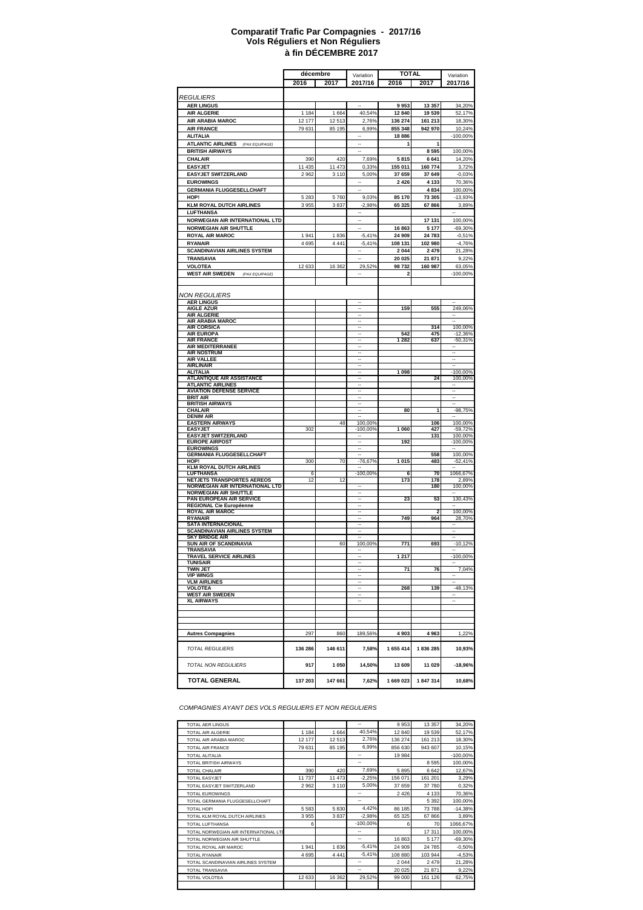# Comparatif Trafic Par Compagnies - 2017/16
## Vols Réguliers et Non Réguliers
## à fin DÉCEMBRE 2017

| | décembre | | Variation | TOTAL | | Variation |
|---|---|---|---|---|---|---|
| | 2016 | 2017 | 2017/16 | 2016 | 2017 | 2017/16 |
| *REGULIERS* | | | | | | |
| **AER LINGUS** | | | -- | **9 953** | **13 357** | 34,20% |
| **AIR ALGERIE** | 1 184 | 1 664 | 40,54% | **12 840** | **19 539** | 52,17% |
| **AIR ARABIA MAROC** | 12 177 | 12 513 | 2,76% | **136 274** | **161 213** | 18,30% |
| **AIR FRANCE** | 79 631 | 85 195 | 6,99% | **855 348** | **942 970** | 10,24% |
| **ALITALIA** | | | -- | **18 886** | | -100,00% |
| **ATLANTIC AIRLINES** *(PAX EQUIPAGE)* | | | -- | **1** | **1** | |
| **BRITISH AIRWAYS** | | | -- | | **8 595** | 100,00% |
| **CHALAIR** | 390 | 420 | 7,69% | **5 815** | **6 641** | 14,20% |
| **EASYJET** | 11 435 | 11 473 | 0,33% | **155 011** | **160 774** | 3,72% |
| **EASYJET SWITZERLAND** | 2 962 | 3 110 | 5,00% | **37 659** | **37 649** | -0,03% |
| **EUROWINGS** | | | -- | **2 426** | **4 133** | 70,36% |
| **GERMANIA FLUGGESELLCHAFT** | | | -- | | **4 834** | 100,00% |
| **HOP!** | 5 283 | 5 760 | 9,03% | **85 170** | **73 305** | -13,93% |
| **KLM ROYAL DUTCH AIRLINES** | 3 955 | 3 837 | -2,98% | **65 325** | **67 866** | 3,89% |
| **LUFTHANSA** | | | -- | | | -- |
| **NORWEGIAN AIR INTERNATIONAL LTD** | | | -- | | **17 131** | 100,00% |
| **NORWEGIAN AIR SHUTTLE** | | | -- | **16 863** | **5 177** | -69,30% |
| **ROYAL AIR MAROC** | 1 941 | 1 836 | -5,41% | **24 909** | **24 783** | -0,51% |
| **RYANAIR** | 4 695 | 4 441 | -5,41% | **108 131** | **102 980** | -4,76% |
| **SCANDINAVIAN AIRLINES SYSTEM** | | | -- | **2 044** | **2 479** | 21,28% |
| **TRANSAVIA** | | | -- | **20 025** | **21 871** | 9,22% |
| **VOLOTEA** | 12 633 | 16 362 | 29,52% | **98 732** | **160 987** | 63,05% |
| **WEST AIR SWEDEN** *(PAX EQUIPAGE)* | | | -- | **2** | | -100,00% |
| *NON REGULIERS* | | | | | | |
| **AER LINGUS** | | | -- | | | -- |
| **AIGLE AZUR** | | | -- | **159** | **555** | 249,06% |
| **AIR ALGERIE** | | | -- | | | -- |
| **AIR ARABIA MAROC** | | | -- | | | -- |
| **AIR CORSICA** | | | -- | | **314** | 100,00% |
| **AIR EUROPA** | | | -- | **542** | **475** | -12,36% |
| **AIR FRANCE** | | | -- | **1 282** | **637** | -50,31% |
| **AIR MEDITERRANEE** | | | -- | | | -- |
| **AIR NOSTRUM** | | | -- | | | -- |
| **AIR VALLEE** | | | -- | | | -- |
| **AIRLINAIR** | | | -- | | | -- |
| **ALITALIA** | | | -- | **1 098** | | -100,00% |
| **ATLANTIQUE AIR ASSISTANCE** | | | -- | | **24** | 100,00% |
| **ATLANTIC AIRLINES** | | | -- | | | -- |
| **AVIATION DEFENSE SERVICE** | | | -- | | | -- |
| **BRIT AIR** | | | -- | | | -- |
| **BRITISH AIRWAYS** | | | -- | | | -- |
| **CHALAIR** | | | -- | **80** | **1** | -98,75% |
| **DENIM AIR** | | | -- | | | -- |
| **EASTERN AIRWAYS** | | 48 | 100,00% | | **106** | 100,00% |
| **EASYJET** | 302 | | -100,00% | **1 060** | **427** | -59,72% |
| **EASYJET SWITZERLAND** | | | -- | | **131** | 100,00% |
| **EUROPE AIRPOST** | | | -- | **192** | | -100,00% |
| **EUROWINGS** | | | -- | | | -- |
| **GERMANIA FLUGGESELLCHAFT** | | | -- | | **558** | 100,00% |
| **HOP!** | 300 | 70 | -76,67% | **1 015** | **483** | -52,41% |
| **KLM ROYAL DUTCH AIRLINES** | | | -- | | | -- |
| **LUFTHANSA** | 6 | | -100,00% | **6** | **70** | 1066,67% |
| **NETJETS TRANSPORTES AEREOS** | 12 | 12 | | **173** | **178** | 2,89% |
| **NORWEGIAN AIR INTERNATIONAL LTD** | | | -- | | **180** | 100,00% |
| **NORWEGIAN AIR SHUTTLE** | | | -- | | | -- |
| **PAN EUROPEAN AIR SERVICE** | | | -- | **23** | **53** | 130,43% |
| **REGIONAL Cie Européenne** | | | -- | | | -- |
| **ROYAL AIR MAROC** | | | -- | | **2** | 100,00% |
| **RYANAIR** | | | -- | **749** | **964** | 28,70% |
| **SATA INTERNACIONAL** | | | -- | | | -- |
| **SCANDINAVIAN AIRLINES SYSTEM** | | | -- | | | -- |
| **SKY BRIDGE AIR** | | | -- | | | -- |
| **SUN AIR OF SCANDINAVIA** | | 60 | 100,00% | **771** | **693** | -10,12% |
| **TRANSAVIA** | | | -- | | | -- |
| **TRAVEL SERVICE AIRLINES** | | | -- | **1 217** | | -100,00% |
| **TUNISAIR** | | | -- | | | -- |
| **TWIN JET** | | | -- | **71** | **76** | 7,04% |
| **VIP WINGS** | | | -- | | | -- |
| **VLM AIRLINES** | | | -- | | | -- |
| **VOLOTEA** | | | -- | **268** | **139** | -48,13% |
| **WEST AIR SWEDEN** | | | -- | | | -- |
| **XL AIRWAYS** | | | -- | | | -- |
| **Autres Compagnies** | 297 | 860 | 189,56% | **4 903** | **4 963** | 1,22% |
| *TOTAL REGULIERS* | **136 286** | **146 611** | **7,58%** | **1 655 414** | **1 836 285** | **10,93%** |
| *TOTAL NON REGULIERS* | **917** | **1 050** | **14,50%** | **13 609** | **11 029** | **-18,96%** |
| **TOTAL GENERAL** | **137 203** | **147 661** | **7,62%** | **1 669 023** | **1 847 314** | **10,68%** |

*COMPAGNIES AYANT DES VOLS REGULIERS ET NON REGULIERS*

| | | | | | | |
|---|---|---|---|---|---|---|
| TOTAL AER LINGUS | | | -- | 9 953 | 13 357 | 34,20% |
| TOTAL AIR ALGERIE | 1 184 | 1 664 | 40,54% | 12 840 | 19 539 | 52,17% |
| TOTAL AIR ARABIA MAROC | 12 177 | 12 513 | 2,76% | 136 274 | 161 213 | 18,30% |
| TOTAL AIR FRANCE | 79 631 | 85 195 | 6,99% | 856 630 | 943 607 | 10,15% |
| TOTAL ALITALIA | | | -- | 19 984 | | -100,00% |
| TOTAL BRITISH AIRWAYS | | | -- | | 8 595 | 100,00% |
| TOTAL CHALAIR | 390 | 420 | 7,69% | 5 895 | 6 642 | 12,67% |
| TOTAL EASYJET | 11 737 | 11 473 | -2,25% | 156 071 | 161 201 | 3,29% |
| TOTAL EASYJET SWITZERLAND | 2 962 | 3 110 | 5,00% | 37 659 | 37 780 | 0,32% |
| TOTAL EUROWINGS | | | -- | 2 426 | 4 133 | 70,36% |
| TOTAL GERMANIA FLUGGESELLCHAFT | | | -- | | 5 392 | 100,00% |
| TOTAL HOP! | 5 583 | 5 830 | 4,42% | 86 185 | 73 788 | -14,38% |
| TOTAL KLM ROYAL DUTCH AIRLINES | 3 955 | 3 837 | -2,98% | 65 325 | 67 866 | 3,89% |
| TOTAL LUFTHANSA | 6 | | -100,00% | 6 | 70 | 1066,67% |
| TOTAL NORWEGIAN AIR INTERNATIONAL LTD | | | -- | | 17 311 | 100,00% |
| TOTAL NORWEGIAN AIR SHUTTLE | | | -- | 16 863 | 5 177 | -69,30% |
| TOTAL ROYAL AIR MAROC | 1 941 | 1 836 | -5,41% | 24 909 | 24 785 | -0,50% |
| TOTAL RYANAIR | 4 695 | 4 441 | -5,41% | 108 880 | 103 944 | -4,53% |
| TOTAL SCANDINAVIAN AIRLINES SYSTEM | | | -- | 2 044 | 2 479 | 21,28% |
| TOTAL TRANSAVIA | | | -- | 20 025 | 21 871 | 9,22% |
| TOTAL VOLOTEA | 12 633 | 16 362 | 29,52% | 99 000 | 161 126 | 62,75% |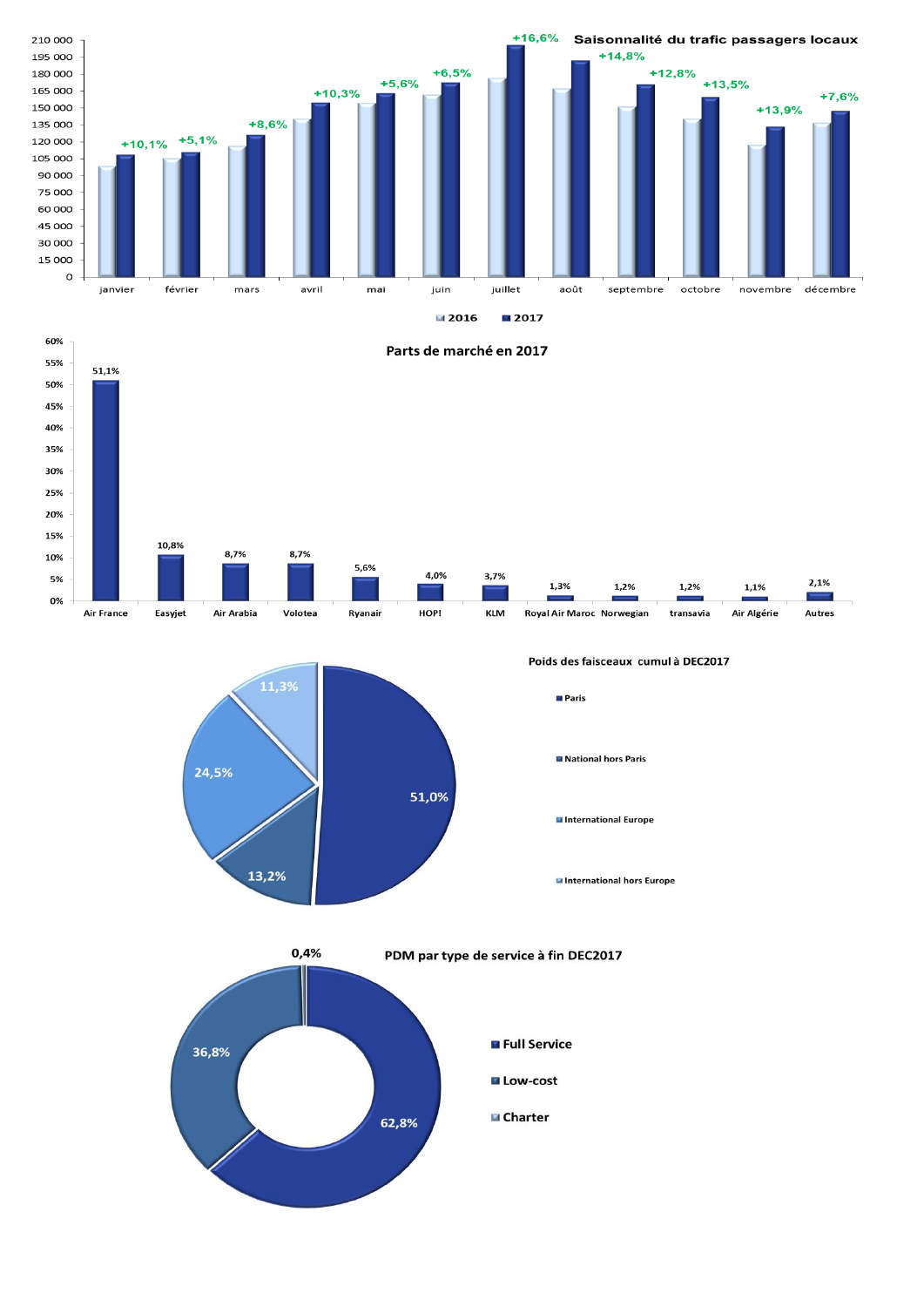## Saisonnalité du trafic passagers locaux

210 000
195 000
180 000
165 000
150 000
135 000
120 000
105 000
90 000
75 000
60 000
45 000
30 000
15 000
0

+10,1% +5,1% +8,6% +10,3% +5,6% +6,5% +16,6% +14,8% +12,8% +13,5% +13,9% +7,6%

janvier février mars avril mai juin juillet août septembre octobre novembre décembre

2016 2017

## Parts de marché en 2017

60%
55%
50%
45%
40%
35%
30%
25%
20%
15%
10%
5%
0%

Air France 51,1%
Easyjet 10,8%
Air Arabia 8,7%
Volotea 8,7%
Ryanair 5,6%
HOP! 4,0%
KLM 3,7%
Royal Air Maroc 1,3%
Norwegian 1,2%
transavia 1,2%
Air Algérie 1,1%
Autres 2,1%

## Poids des faisceaux cumul à DEC2017

51,0%
13,2%
24,5%
11,3%

Paris
National hors Paris
International Europe
International hors Europe

## PDM par type de service à fin DEC2017

62,8%
36,8%
0,4%

Full Service
Low-cost
Charter